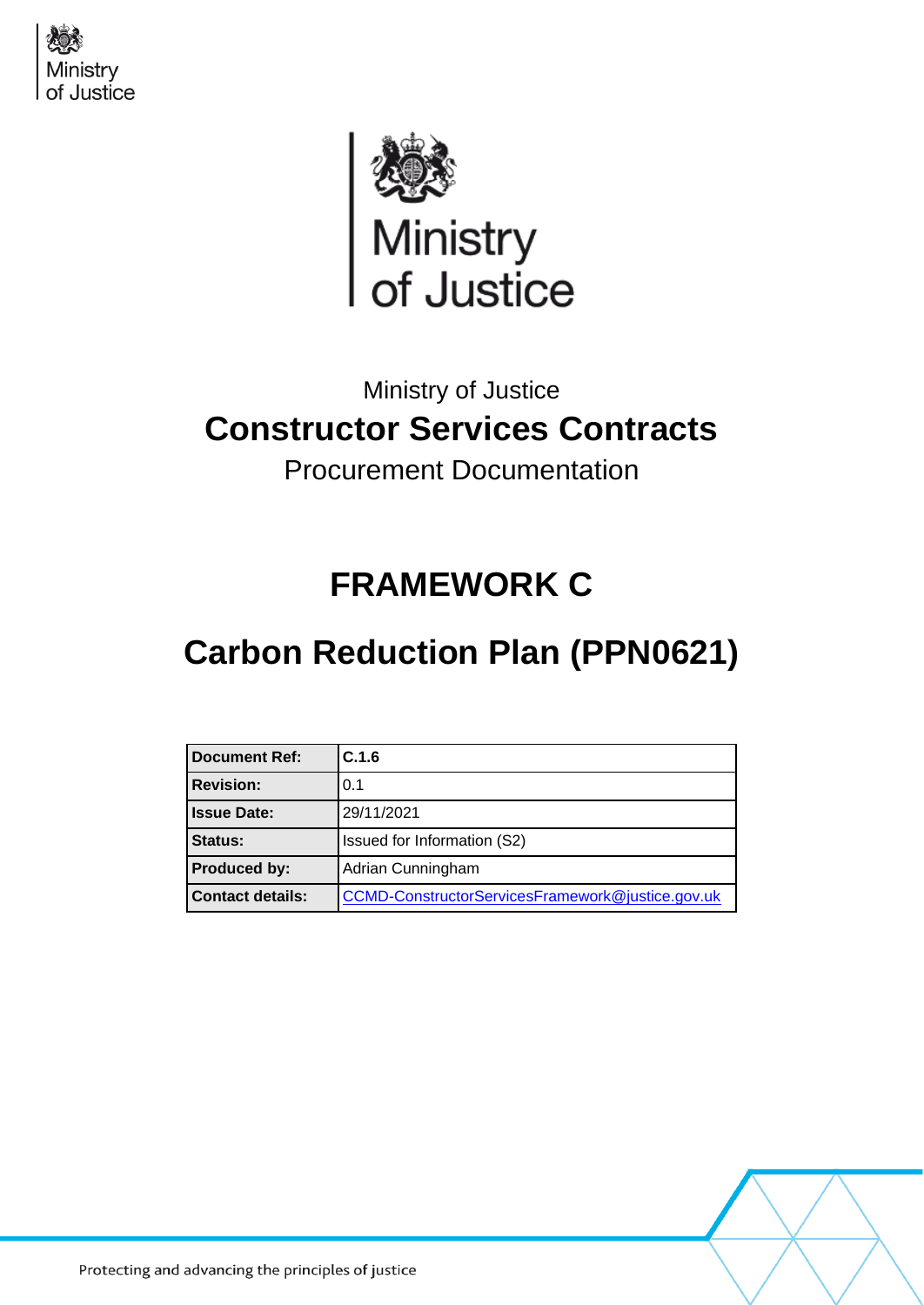Ministry of Justice

# Constructor Services Contracts

Procurement Documentation

# FRAMEWORK C

# Carbon Reduction Plan (PPN0621)

| | |
|---|---|
| **Document Ref:** | **C.1.6** |
| **Revision:** | 0.1 |
| **Issue Date:** | 29/11/2021 |
| **Status:** | Issued for Information (S2) |
| **Produced by:** | Adrian Cunningham |
| **Contact details:** | CCMD-ConstructorServicesFramework@justice.gov.uk |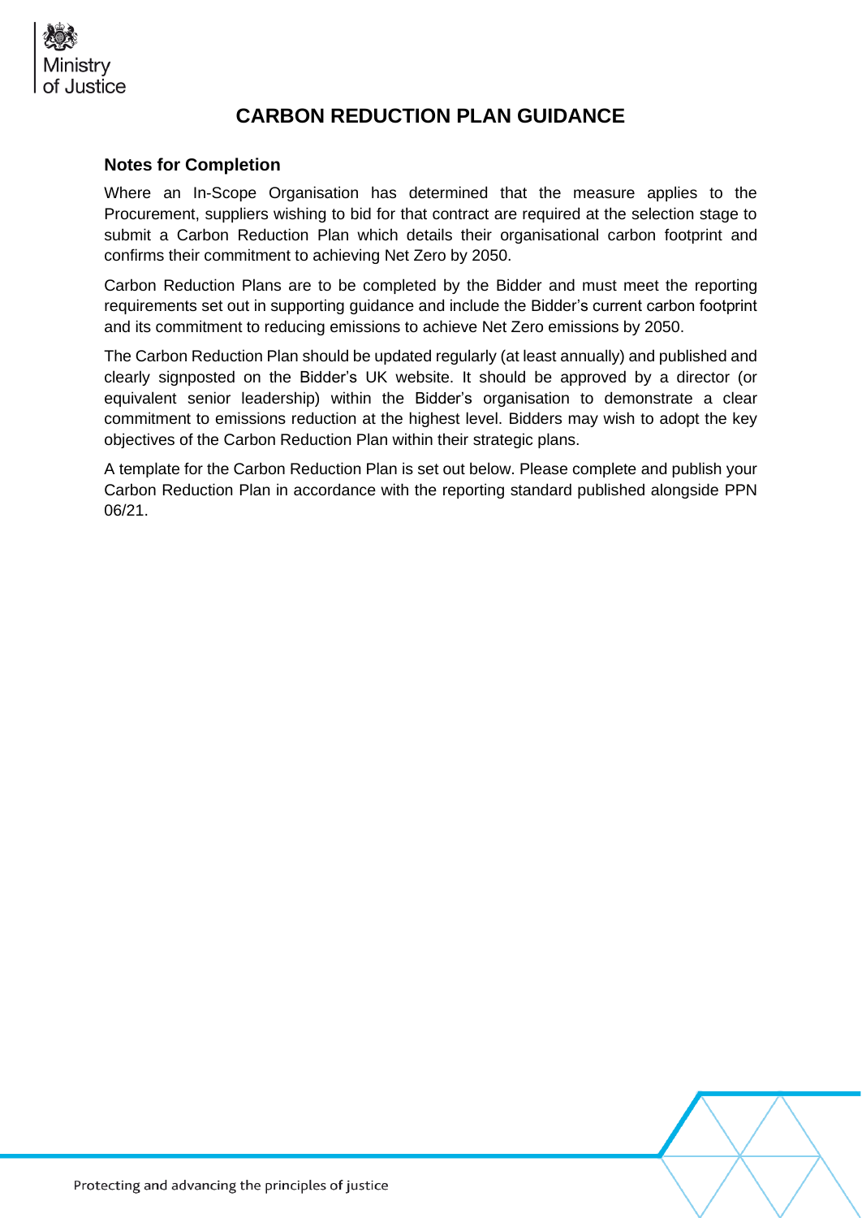# CARBON REDUCTION PLAN GUIDANCE

## Notes for Completion

Where an In-Scope Organisation has determined that the measure applies to the Procurement, suppliers wishing to bid for that contract are required at the selection stage to submit a Carbon Reduction Plan which details their organisational carbon footprint and confirms their commitment to achieving Net Zero by 2050.

Carbon Reduction Plans are to be completed by the Bidder and must meet the reporting requirements set out in supporting guidance and include the Bidder's current carbon footprint and its commitment to reducing emissions to achieve Net Zero emissions by 2050.

The Carbon Reduction Plan should be updated regularly (at least annually) and published and clearly signposted on the Bidder's UK website. It should be approved by a director (or equivalent senior leadership) within the Bidder's organisation to demonstrate a clear commitment to emissions reduction at the highest level. Bidders may wish to adopt the key objectives of the Carbon Reduction Plan within their strategic plans.

A template for the Carbon Reduction Plan is set out below. Please complete and publish your Carbon Reduction Plan in accordance with the reporting standard published alongside PPN 06/21.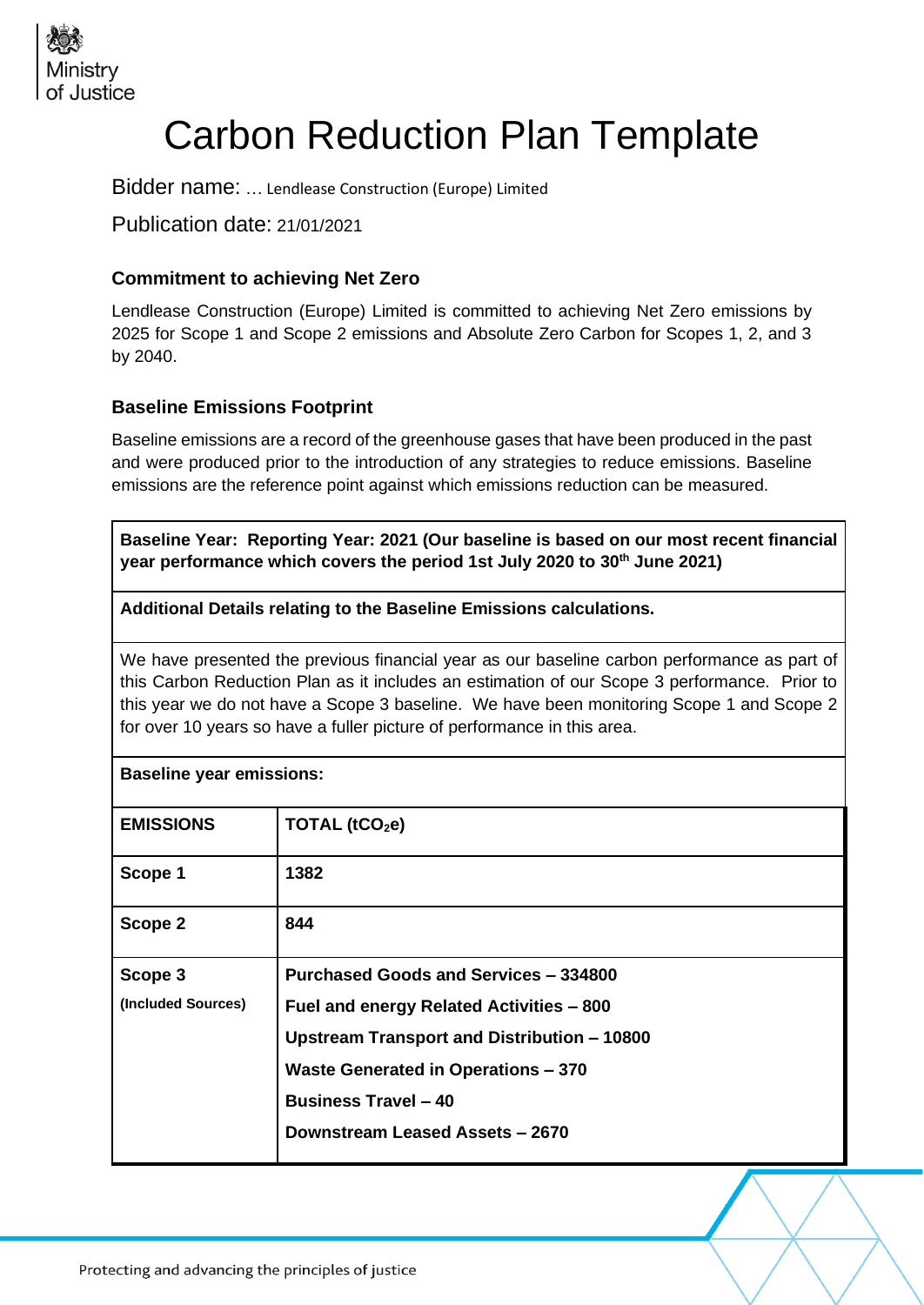# Carbon Reduction Plan Template

Bidder name: ... Lendlease Construction (Europe) Limited

Publication date: 21/01/2021

### Commitment to achieving Net Zero

Lendlease Construction (Europe) Limited is committed to achieving Net Zero emissions by 2025 for Scope 1 and Scope 2 emissions and Absolute Zero Carbon for Scopes 1, 2, and 3 by 2040.

### Baseline Emissions Footprint

Baseline emissions are a record of the greenhouse gases that have been produced in the past and were produced prior to the introduction of any strategies to reduce emissions. Baseline emissions are the reference point against which emissions reduction can be measured.

**Baseline Year: Reporting Year: 2021 (Our baseline is based on our most recent financial year performance which covers the period 1st July 2020 to 30th June 2021)**

**Additional Details relating to the Baseline Emissions calculations.**

We have presented the previous financial year as our baseline carbon performance as part of this Carbon Reduction Plan as it includes an estimation of our Scope 3 performance. Prior to this year we do not have a Scope 3 baseline. We have been monitoring Scope 1 and Scope 2 for over 10 years so have a fuller picture of performance in this area.

**Baseline year emissions:**

| **EMISSIONS** | **TOTAL ($tCO_2e$)** |
|---|---|
| **Scope 1** | **1382** |
| **Scope 2** | **844** |
| **Scope 3** (Included Sources) | **Purchased Goods and Services – 334800**<br>**Fuel and energy Related Activities – 800**<br>**Upstream Transport and Distribution – 10800**<br>**Waste Generated in Operations – 370**<br>**Business Travel – 40**<br>**Downstream Leased Assets – 2670** |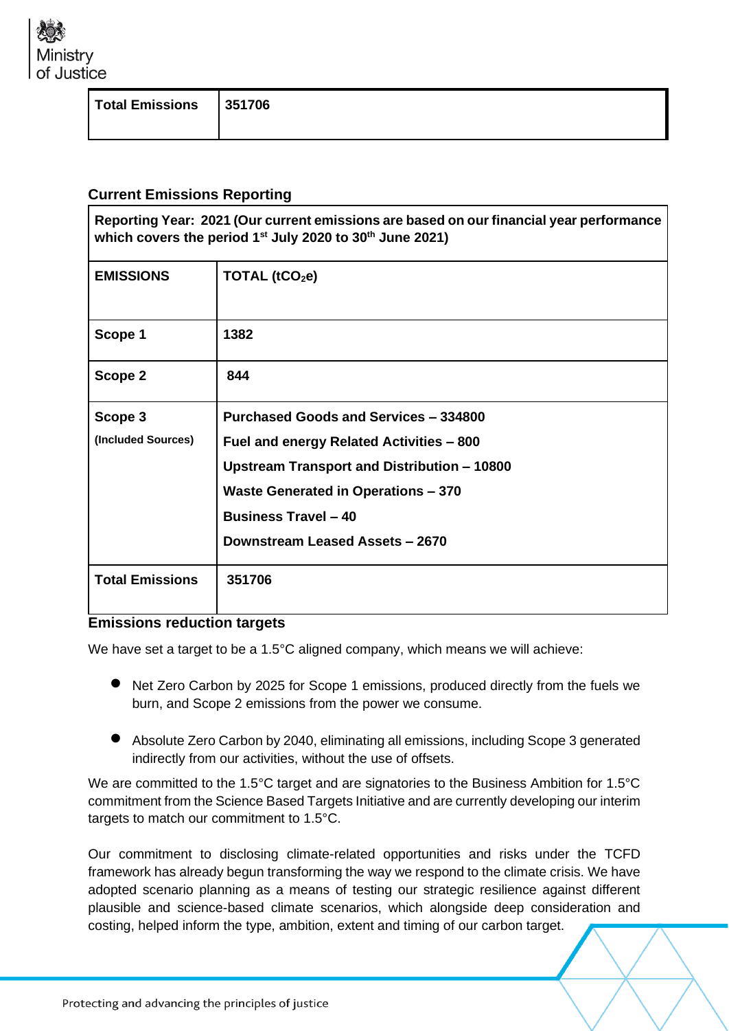| Total Emissions | 351706 |
|---|---|

## Current Emissions Reporting

| Reporting Year: 2021 (Our current emissions are based on our financial year performance which covers the period 1st July 2020 to 30th June 2021) | |
|---|---|
| **EMISSIONS** | **TOTAL ($tCO_2e$)** |
| **Scope 1** | **1382** |
| **Scope 2** | **844** |
| **Scope 3** (Included Sources) | **Purchased Goods and Services – 334800**<br>**Fuel and energy Related Activities – 800**<br>**Upstream Transport and Distribution – 10800**<br>**Waste Generated in Operations – 370**<br>**Business Travel – 40**<br>**Downstream Leased Assets – 2670** |
| **Total Emissions** | **351706** |

## Emissions reduction targets

We have set a target to be a 1.5°C aligned company, which means we will achieve:

- Net Zero Carbon by 2025 for Scope 1 emissions, produced directly from the fuels we burn, and Scope 2 emissions from the power we consume.
- Absolute Zero Carbon by 2040, eliminating all emissions, including Scope 3 generated indirectly from our activities, without the use of offsets.

We are committed to the 1.5°C target and are signatories to the Business Ambition for 1.5°C commitment from the Science Based Targets Initiative and are currently developing our interim targets to match our commitment to 1.5°C.

Our commitment to disclosing climate-related opportunities and risks under the TCFD framework has already begun transforming the way we respond to the climate crisis. We have adopted scenario planning as a means of testing our strategic resilience against different plausible and science-based climate scenarios, which alongside deep consideration and costing, helped inform the type, ambition, extent and timing of our carbon target.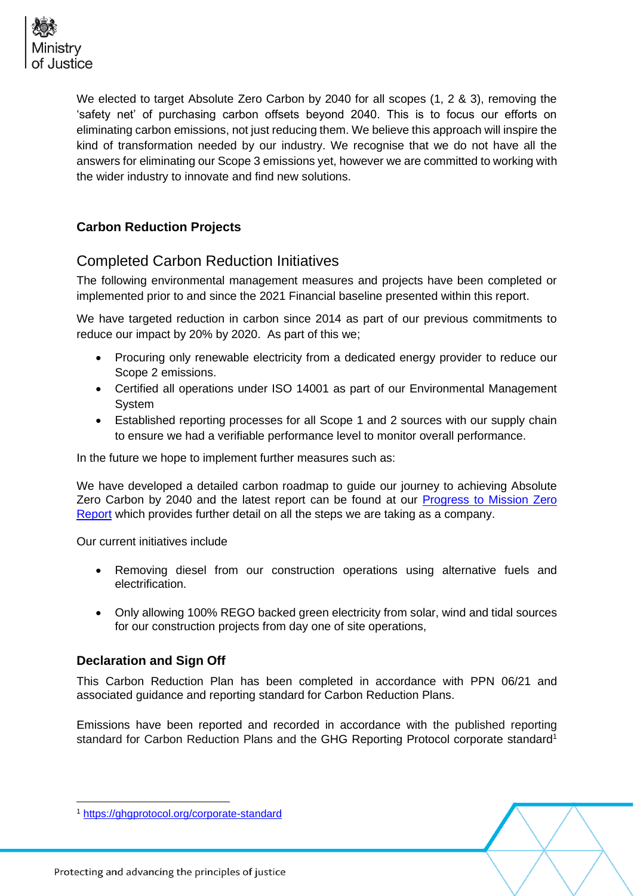We elected to target Absolute Zero Carbon by 2040 for all scopes (1, 2 & 3), removing the 'safety net' of purchasing carbon offsets beyond 2040. This is to focus our efforts on eliminating carbon emissions, not just reducing them. We believe this approach will inspire the kind of transformation needed by our industry. We recognise that we do not have all the answers for eliminating our Scope 3 emissions yet, however we are committed to working with the wider industry to innovate and find new solutions.

## Carbon Reduction Projects

### Completed Carbon Reduction Initiatives

The following environmental management measures and projects have been completed or implemented prior to and since the 2021 Financial baseline presented within this report.

We have targeted reduction in carbon since 2014 as part of our previous commitments to reduce our impact by 20% by 2020. As part of this we;

- Procuring only renewable electricity from a dedicated energy provider to reduce our Scope 2 emissions.
- Certified all operations under ISO 14001 as part of our Environmental Management System
- Established reporting processes for all Scope 1 and 2 sources with our supply chain to ensure we had a verifiable performance level to monitor overall performance.

In the future we hope to implement further measures such as:

We have developed a detailed carbon roadmap to guide our journey to achieving Absolute Zero Carbon by 2040 and the latest report can be found at our [Progress to Mission Zero Report]() which provides further detail on all the steps we are taking as a company.

Our current initiatives include

- Removing diesel from our construction operations using alternative fuels and electrification.
- Only allowing 100% REGO backed green electricity from solar, wind and tidal sources for our construction projects from day one of site operations,

## Declaration and Sign Off

This Carbon Reduction Plan has been completed in accordance with PPN 06/21 and associated guidance and reporting standard for Carbon Reduction Plans.

Emissions have been reported and recorded in accordance with the published reporting standard for Carbon Reduction Plans and the GHG Reporting Protocol corporate standard[1]

[1] https://ghgprotocol.org/corporate-standard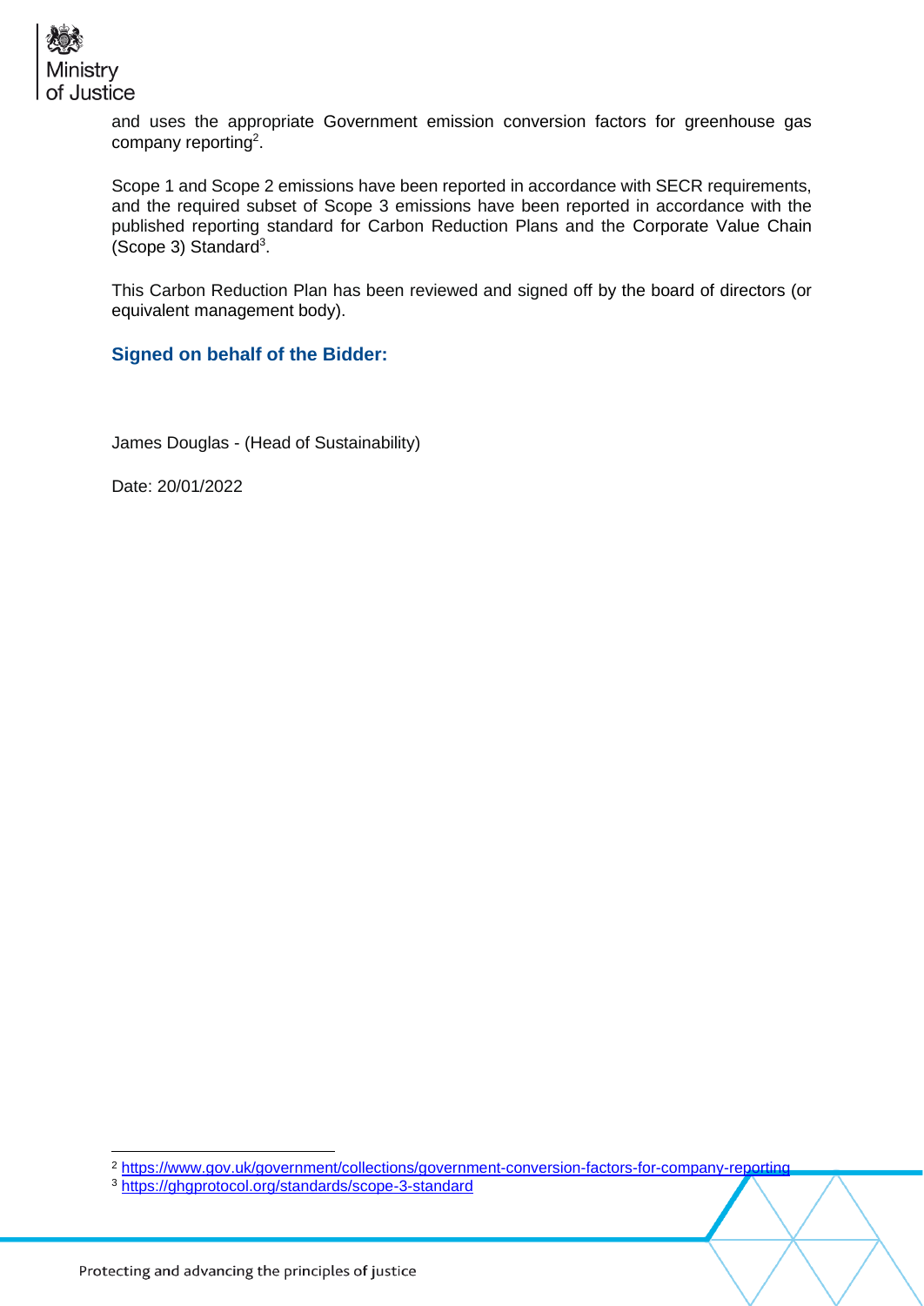and uses the appropriate Government emission conversion factors for greenhouse gas company reporting[2].

Scope 1 and Scope 2 emissions have been reported in accordance with SECR requirements, and the required subset of Scope 3 emissions have been reported in accordance with the published reporting standard for Carbon Reduction Plans and the Corporate Value Chain (Scope 3) Standard[3].

This Carbon Reduction Plan has been reviewed and signed off by the board of directors (or equivalent management body).

### Signed on behalf of the Bidder:

James Douglas - (Head of Sustainability)

Date: 20/01/2022

[2] https://www.gov.uk/government/collections/government-conversion-factors-for-company-reporting

[3] https://ghgprotocol.org/standards/scope-3-standard